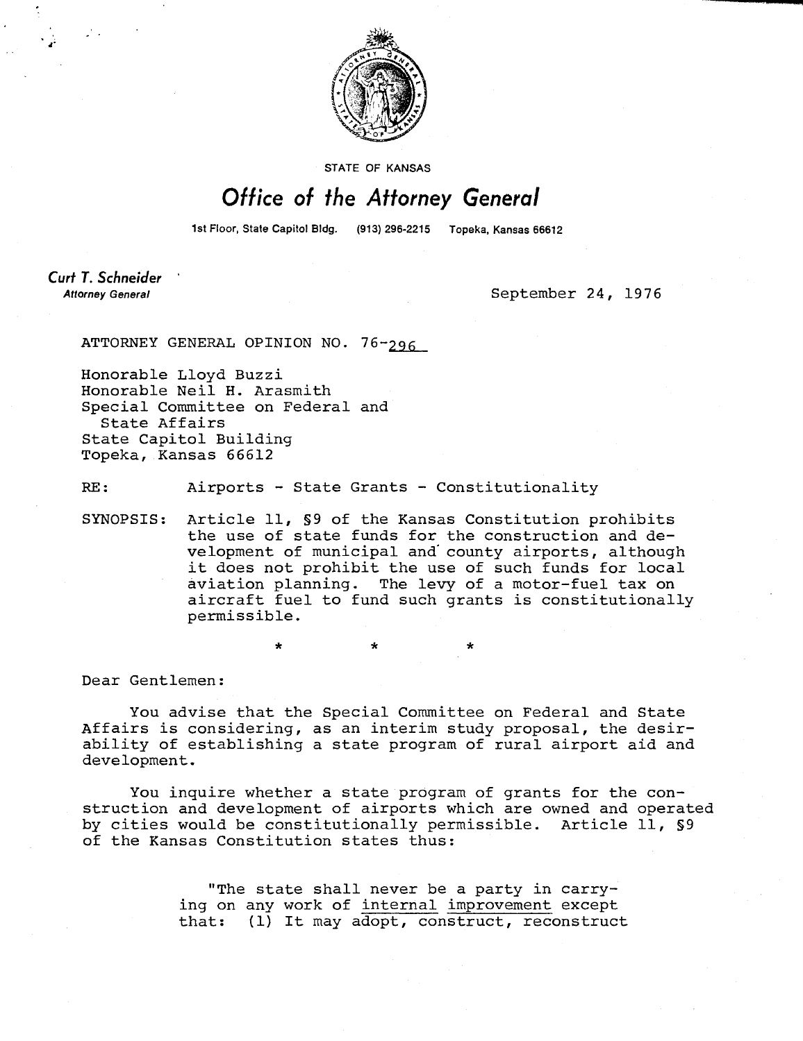STATE OF KANSAS

# Office of the Attorney General

1st Floor, State Capitol Bldg. (913) 296-2215 Topeka, Kansas 66612

**Curt T. Schneider**
*Attorney General*

September 24, 1976

ATTORNEY GENERAL OPINION NO. 76-296

Honorable Lloyd Buzzi
Honorable Neil H. Arasmith
Special Committee on Federal and State Affairs
State Capitol Building
Topeka, Kansas 66612

RE: Airports - State Grants - Constitutionality

SYNOPSIS: Article 11, §9 of the Kansas Constitution prohibits the use of state funds for the construction and development of municipal and county airports, although it does not prohibit the use of such funds for local aviation planning. The levy of a motor-fuel tax on aircraft fuel to fund such grants is constitutionally permissible.

\*     \*     \*

Dear Gentlemen:

You advise that the Special Committee on Federal and State Affairs is considering, as an interim study proposal, the desirability of establishing a state program of rural airport aid and development.

You inquire whether a state program of grants for the construction and development of airports which are owned and operated by cities would be constitutionally permissible. Article 11, §9 of the Kansas Constitution states thus:

> "The state shall never be a party in carrying on any work of <u>internal improvement</u> except that: (1) It may adopt, construct, reconstruct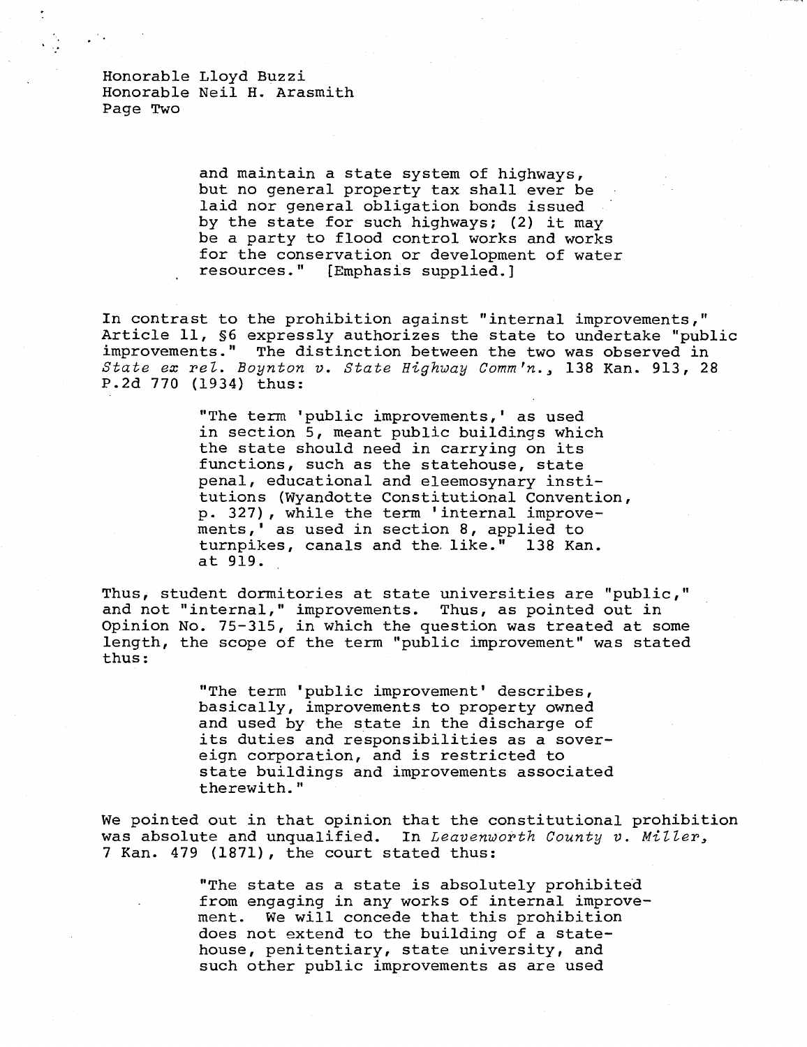Honorable Lloyd Buzzi
Honorable Neil H. Arasmith
Page Two

> and maintain a state system of highways, but no general property tax shall ever be laid nor general obligation bonds issued by the state for such highways; (2) it may be a party to flood control works and works for the conservation or development of water resources." [Emphasis supplied.]

In contrast to the prohibition against "internal improvements," Article 11, §6 expressly authorizes the state to undertake "public improvements." The distinction between the two was observed in *State ex rel. Boynton v. State Highway Comm'n.*, 138 Kan. 913, 28 P.2d 770 (1934) thus:

> "The term 'public improvements,' as used in section 5, meant public buildings which the state should need in carrying on its functions, such as the statehouse, state penal, educational and eleemosynary institutions (Wyandotte Constitutional Convention, p. 327), while the term 'internal improvements,' as used in section 8, applied to turnpikes, canals and the like." 138 Kan. at 919.

Thus, student dormitories at state universities are "public," and not "internal," improvements. Thus, as pointed out in Opinion No. 75-315, in which the question was treated at some length, the scope of the term "public improvement" was stated thus:

> "The term 'public improvement' describes, basically, improvements to property owned and used by the state in the discharge of its duties and responsibilities as a sovereign corporation, and is restricted to state buildings and improvements associated therewith."

We pointed out in that opinion that the constitutional prohibition was absolute and unqualified. In *Leavenworth County v. Miller*, 7 Kan. 479 (1871), the court stated thus:

> "The state as a state is absolutely prohibited from engaging in any works of internal improvement. We will concede that this prohibition does not extend to the building of a statehouse, penitentiary, state university, and such other public improvements as are used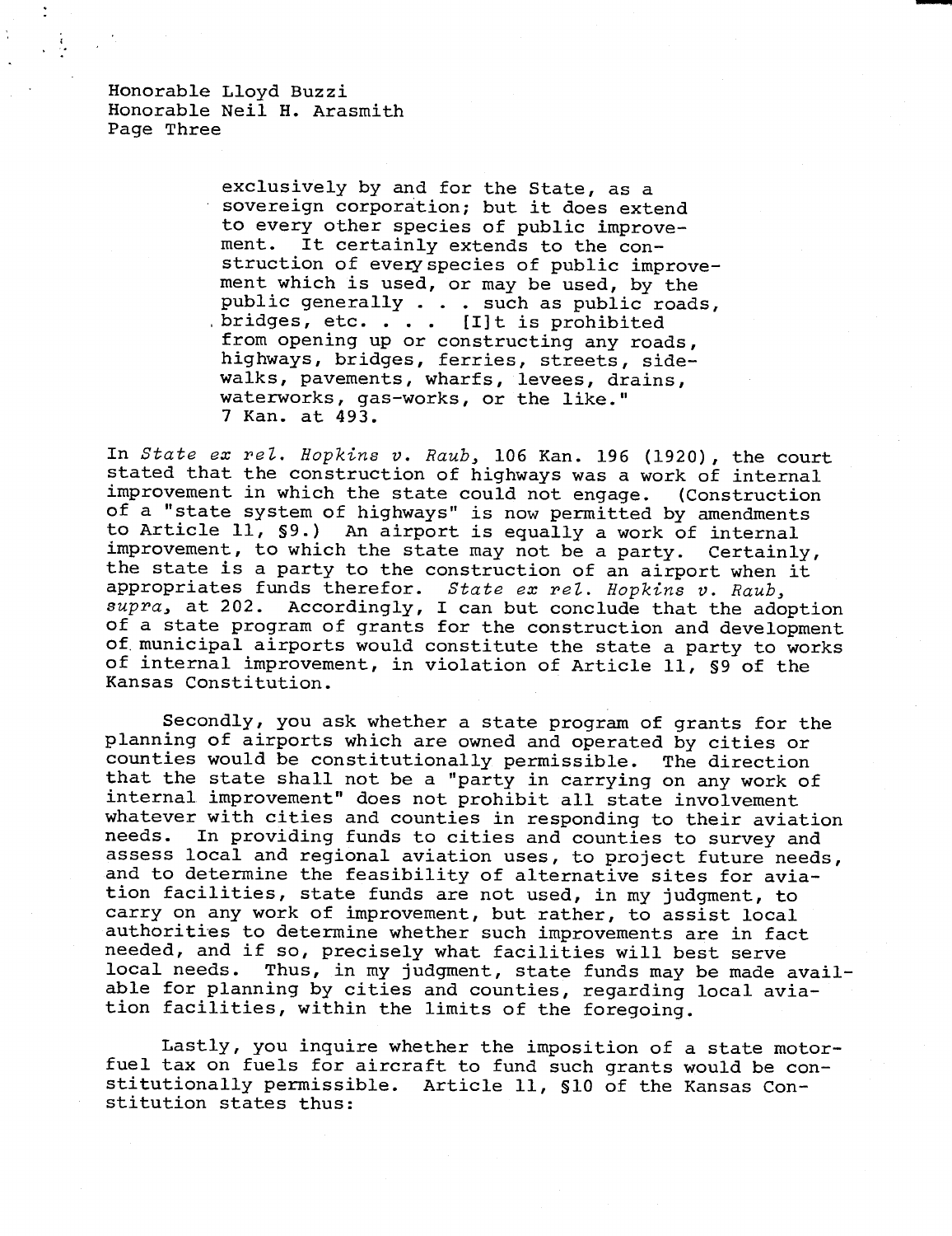> exclusively by and for the State, as a sovereign corporation; but it does extend to every other species of public improvement. It certainly extends to the construction of every species of public improvement which is used, or may be used, by the public generally . . . such as public roads, bridges, etc. . . . [I]t is prohibited from opening up or constructing any roads, highways, bridges, ferries, streets, sidewalks, pavements, wharfs, levees, drains, waterworks, gas-works, or the like." 7 Kan. at 493.

In *State ex rel. Hopkins v. Raub*, 106 Kan. 196 (1920), the court stated that the construction of highways was a work of internal improvement in which the state could not engage. (Construction of a "state system of highways" is now permitted by amendments to Article 11, §9.) An airport is equally a work of internal improvement, to which the state may not be a party. Certainly, the state is a party to the construction of an airport when it appropriates funds therefor. *State ex rel. Hopkins v. Raub*, *supra*, at 202. Accordingly, I can but conclude that the adoption of a state program of grants for the construction and development of municipal airports would constitute the state a party to works of internal improvement, in violation of Article 11, §9 of the Kansas Constitution.

Secondly, you ask whether a state program of grants for the planning of airports which are owned and operated by cities or counties would be constitutionally permissible. The direction that the state shall not be a "party in carrying on any work of internal improvement" does not prohibit all state involvement whatever with cities and counties in responding to their aviation needs. In providing funds to cities and counties to survey and assess local and regional aviation uses, to project future needs, and to determine the feasibility of alternative sites for aviation facilities, state funds are not used, in my judgment, to carry on any work of improvement, but rather, to assist local authorities to determine whether such improvements are in fact needed, and if so, precisely what facilities will best serve local needs. Thus, in my judgment, state funds may be made available for planning by cities and counties, regarding local aviation facilities, within the limits of the foregoing.

Lastly, you inquire whether the imposition of a state motor-fuel tax on fuels for aircraft to fund such grants would be constitutionally permissible. Article 11, §10 of the Kansas Constitution states thus: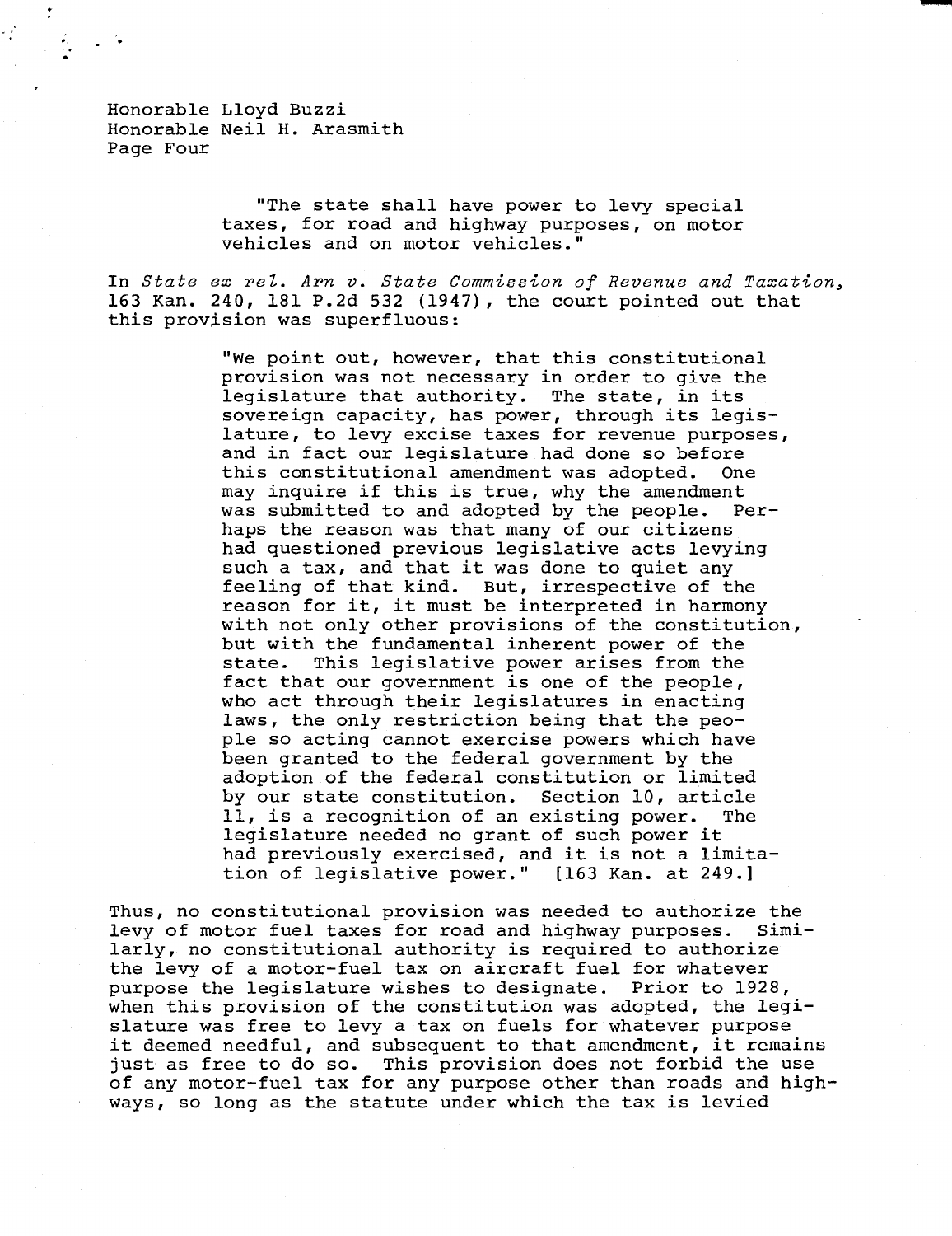Honorable Lloyd Buzzi
Honorable Neil H. Arasmith
Page Four

> "The state shall have power to levy special taxes, for road and highway purposes, on motor vehicles and on motor vehicles."

In *State ex rel. Arn v. State Commission of Revenue and Taxation*, 163 Kan. 240, 181 P.2d 532 (1947), the court pointed out that this provision was superfluous:

> "We point out, however, that this constitutional provision was not necessary in order to give the legislature that authority. The state, in its sovereign capacity, has power, through its legislature, to levy excise taxes for revenue purposes, and in fact our legislature had done so before this constitutional amendment was adopted. One may inquire if this is true, why the amendment was submitted to and adopted by the people. Perhaps the reason was that many of our citizens had questioned previous legislative acts levying such a tax, and that it was done to quiet any feeling of that kind. But, irrespective of the reason for it, it must be interpreted in harmony with not only other provisions of the constitution, but with the fundamental inherent power of the state. This legislative power arises from the fact that our government is one of the people, who act through their legislatures in enacting laws, the only restriction being that the people so acting cannot exercise powers which have been granted to the federal government by the adoption of the federal constitution or limited by our state constitution. Section 10, article 11, is a recognition of an existing power. The legislature needed no grant of such power it had previously exercised, and it is not a limitation of legislative power." [163 Kan. at 249.]

Thus, no constitutional provision was needed to authorize the levy of motor fuel taxes for road and highway purposes. Similarly, no constitutional authority is required to authorize the levy of a motor-fuel tax on aircraft fuel for whatever purpose the legislature wishes to designate. Prior to 1928, when this provision of the constitution was adopted, the legislature was free to levy a tax on fuels for whatever purpose it deemed needful, and subsequent to that amendment, it remains just as free to do so. This provision does not forbid the use of any motor-fuel tax for any purpose other than roads and highways, so long as the statute under which the tax is levied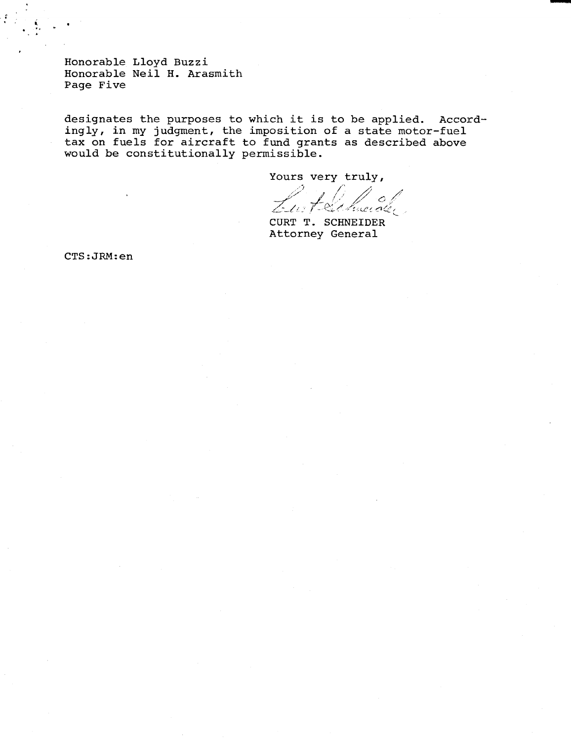Honorable Lloyd Buzzi
Honorable Neil H. Arasmith
Page Five

designates the purposes to which it is to be applied. Accordingly, in my judgment, the imposition of a state motor-fuel tax on fuels for aircraft to fund grants as described above would be constitutionally permissible.

Yours very truly,

CURT T. SCHNEIDER
Attorney General

CTS:JRM:en